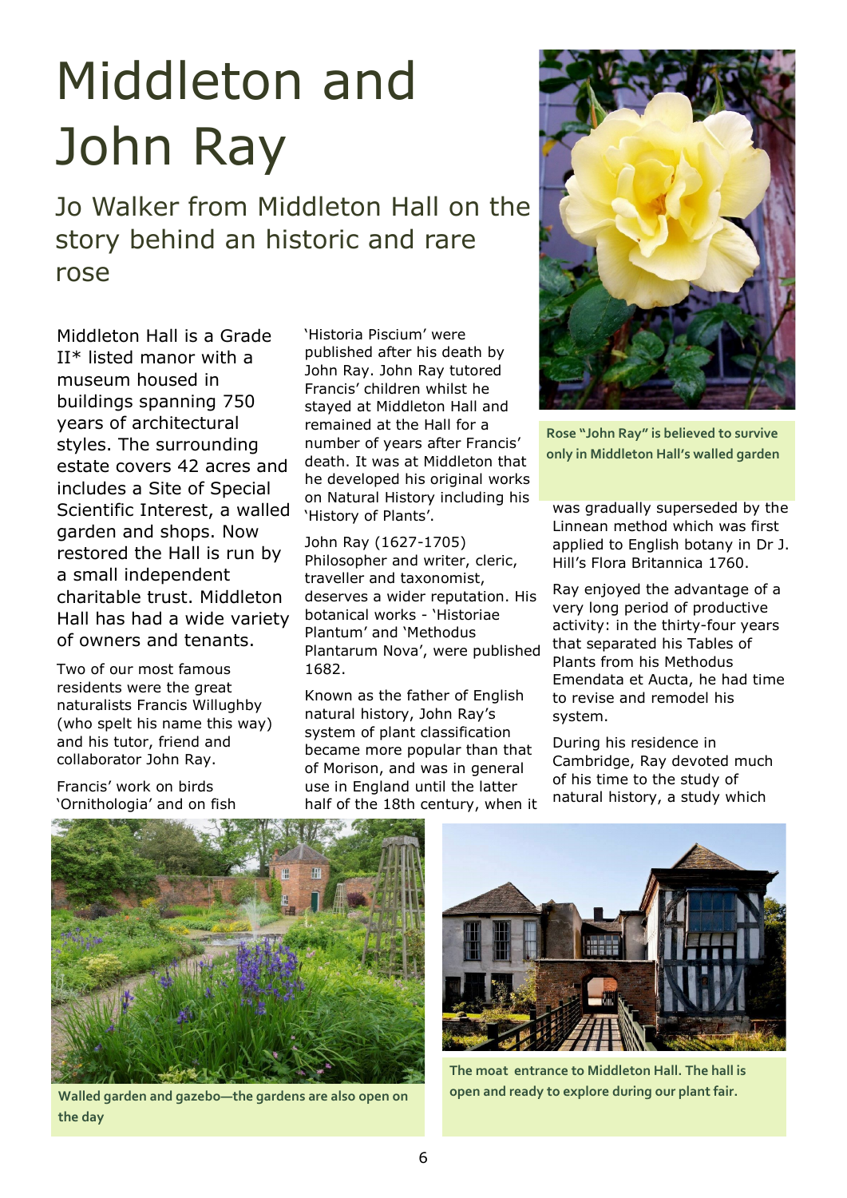# Middleton and John Ray

## Jo Walker from Middleton Hall on the story behind an historic and rare rose

Middleton Hall is a Grade II* listed manor with a museum housed in buildings spanning 750 years of architectural styles. The surrounding estate covers 42 acres and includes a Site of Special Scientific Interest, a walled garden and shops. Now restored the Hall is run by a small independent charitable trust. Middleton Hall has had a wide variety of owners and tenants.

Two of our most famous residents were the great naturalists Francis Willughby (who spelt his name this way) and his tutor, friend and collaborator John Ray.

Francis' work on birds 'Ornithologia' and on fish 'Historia Piscium' were published after his death by John Ray. John Ray tutored Francis' children whilst he stayed at Middleton Hall and remained at the Hall for a number of years after Francis' death. It was at Middleton that he developed his original works on Natural History including his 'History of Plants'.

John Ray (1627-1705) Philosopher and writer, cleric, traveller and taxonomist, deserves a wider reputation. His botanical works - 'Historiae Plantum' and 'Methodus Plantarum Nova', were published 1682.

Known as the father of English natural history, John Ray's system of plant classification became more popular than that of Morison, and was in general use in England until the latter half of the 18th century, when it was gradually superseded by the Linnean method which was first applied to English botany in Dr J. Hill's Flora Britannica 1760.

Ray enjoyed the advantage of a very long period of productive activity: in the thirty-four years that separated his Tables of Plants from his Methodus Emendata et Aucta, he had time to revise and remodel his system.

During his residence in Cambridge, Ray devoted much of his time to the study of natural history, a study which

Rose "John Ray" is believed to survive only in Middleton Hall's walled garden

Walled garden and gazebo—the gardens are also open on the day

The moat entrance to Middleton Hall. The hall is open and ready to explore during our plant fair.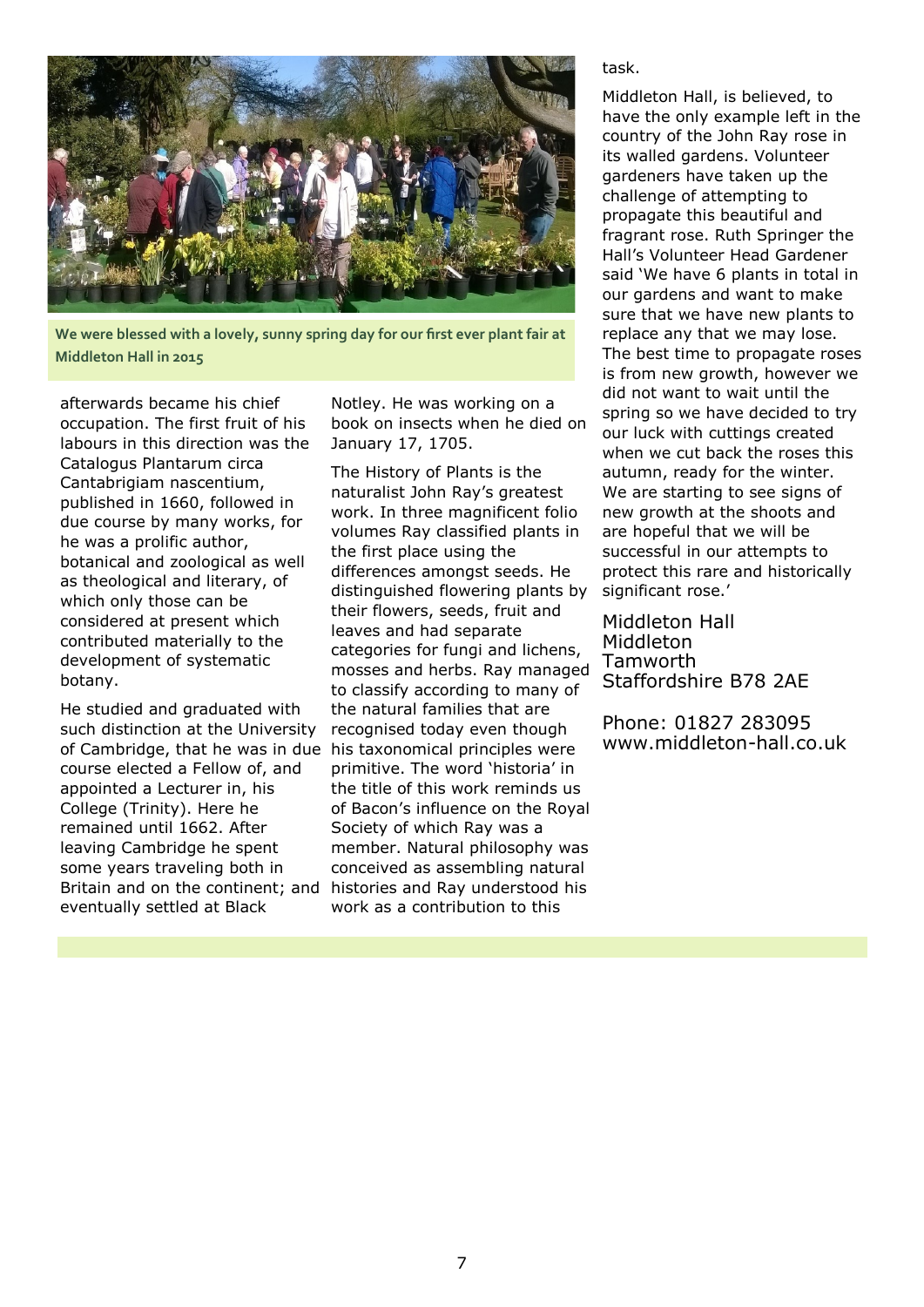We were blessed with a lovely, sunny spring day for our first ever plant fair at Middleton Hall in 2015

afterwards became his chief occupation. The first fruit of his labours in this direction was the Catalogus Plantarum circa Cantabrigiam nascentium, published in 1660, followed in due course by many works, for he was a prolific author, botanical and zoological as well as theological and literary, of which only those can be considered at present which contributed materially to the development of systematic botany.

He studied and graduated with such distinction at the University of Cambridge, that he was in due course elected a Fellow of, and appointed a Lecturer in, his College (Trinity). Here he remained until 1662. After leaving Cambridge he spent some years traveling both in Britain and on the continent; and eventually settled at Black Notley. He was working on a book on insects when he died on January 17, 1705.

The History of Plants is the naturalist John Ray's greatest work. In three magnificent folio volumes Ray classified plants in the first place using the differences amongst seeds. He distinguished flowering plants by their flowers, seeds, fruit and leaves and had separate categories for fungi and lichens, mosses and herbs. Ray managed to classify according to many of the natural families that are recognised today even though his taxonomical principles were primitive. The word 'historia' in the title of this work reminds us of Bacon's influence on the Royal Society of which Ray was a member. Natural philosophy was conceived as assembling natural histories and Ray understood his work as a contribution to this task.

Middleton Hall, is believed, to have the only example left in the country of the John Ray rose in its walled gardens. Volunteer gardeners have taken up the challenge of attempting to propagate this beautiful and fragrant rose. Ruth Springer the Hall's Volunteer Head Gardener said 'We have 6 plants in total in our gardens and want to make sure that we have new plants to replace any that we may lose. The best time to propagate roses is from new growth, however we did not want to wait until the spring so we have decided to try our luck with cuttings created when we cut back the roses this autumn, ready for the winter. We are starting to see signs of new growth at the shoots and are hopeful that we will be successful in our attempts to protect this rare and historically significant rose.'

Middleton Hall
Middleton
Tamworth
Staffordshire B78 2AE

Phone: 01827 283095
www.middleton-hall.co.uk